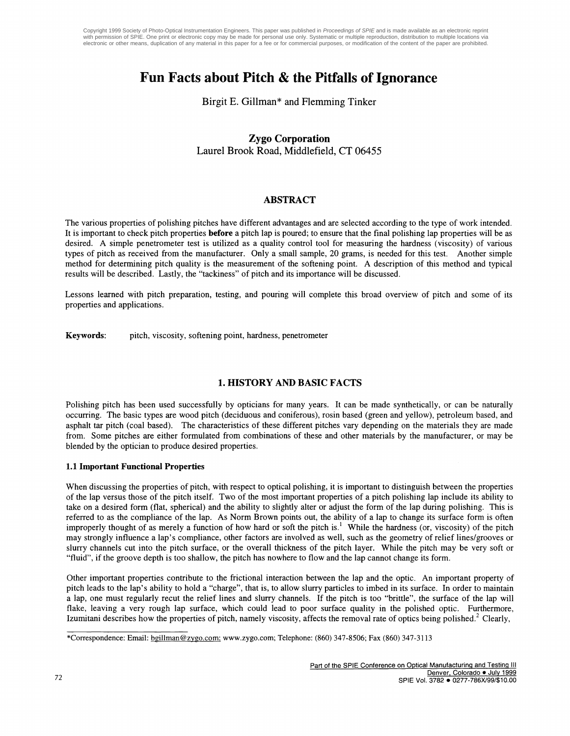Copyright 1999 Society of Photo-Optical Instrumentation Engineers. This paper was published in *Proceedings of SPIE* and is made available as an electronic reprint with permission of SPIE. One print or electronic copy may be made for personal use only. Systematic or multiple reproduction, distribution to multiple locations via electronic or other means, duplication of any material in this paper for a fee or for commercial purposes, or modification of the content of the paper are prohibited.

# Fun Facts about Pitch & the Pitfalls of Ignorance

Birgit E. Gillman* and Flemming Tinker

**Zygo Corporation**
Laurel Brook Road, Middlefield, CT 06455

## ABSTRACT

The various properties of polishing pitches have different advantages and are selected according to the type of work intended. It is important to check pitch properties **before** a pitch lap is poured; to ensure that the final polishing lap properties will be as desired. A simple penetrometer test is utilized as a quality control tool for measuring the hardness (viscosity) of various types of pitch as received from the manufacturer. Only a small sample, 20 grams, is needed for this test. Another simple method for determining pitch quality is the measurement of the softening point. A description of this method and typical results will be described. Lastly, the "tackiness" of pitch and its importance will be discussed.

Lessons learned with pitch preparation, testing, and pouring will complete this broad overview of pitch and some of its properties and applications.

**Keywords:** pitch, viscosity, softening point, hardness, penetrometer

## 1. HISTORY AND BASIC FACTS

Polishing pitch has been used successfully by opticians for many years. It can be made synthetically, or can be naturally occurring. The basic types are wood pitch (deciduous and coniferous), rosin based (green and yellow), petroleum based, and asphalt tar pitch (coal based). The characteristics of these different pitches vary depending on the materials they are made from. Some pitches are either formulated from combinations of these and other materials by the manufacturer, or may be blended by the optician to produce desired properties.

### 1.1 Important Functional Properties

When discussing the properties of pitch, with respect to optical polishing, it is important to distinguish between the properties of the lap versus those of the pitch itself. Two of the most important properties of a pitch polishing lap include its ability to take on a desired form (flat, spherical) and the ability to slightly alter or adjust the form of the lap during polishing. This is referred to as the compliance of the lap. As Norm Brown points out, the ability of a lap to change its surface form is often improperly thought of as merely a function of how hard or soft the pitch is.[1] While the hardness (or, viscosity) of the pitch may strongly influence a lap's compliance, other factors are involved as well, such as the geometry of relief lines/grooves or slurry channels cut into the pitch surface, or the overall thickness of the pitch layer. While the pitch may be very soft or "fluid", if the groove depth is too shallow, the pitch has nowhere to flow and the lap cannot change its form.

Other important properties contribute to the frictional interaction between the lap and the optic. An important property of pitch leads to the lap's ability to hold a "charge", that is, to allow slurry particles to imbed in its surface. In order to maintain a lap, one must regularly recut the relief lines and slurry channels. If the pitch is too "brittle", the surface of the lap will flake, leaving a very rough lap surface, which could lead to poor surface quality in the polished optic. Furthermore, Izumitani describes how the properties of pitch, namely viscosity, affects the removal rate of optics being polished.[2] Clearly,

*Correspondence: Email: bgillman@zygo.com; www.zygo.com; Telephone: (860) 347-8506; Fax (860) 347-3113

Part of the SPIE Conference on Optical Manufacturing and Testing III
Denver, Colorado • July 1999
SPIE Vol. 3782 • 0277-786X/99/$10.00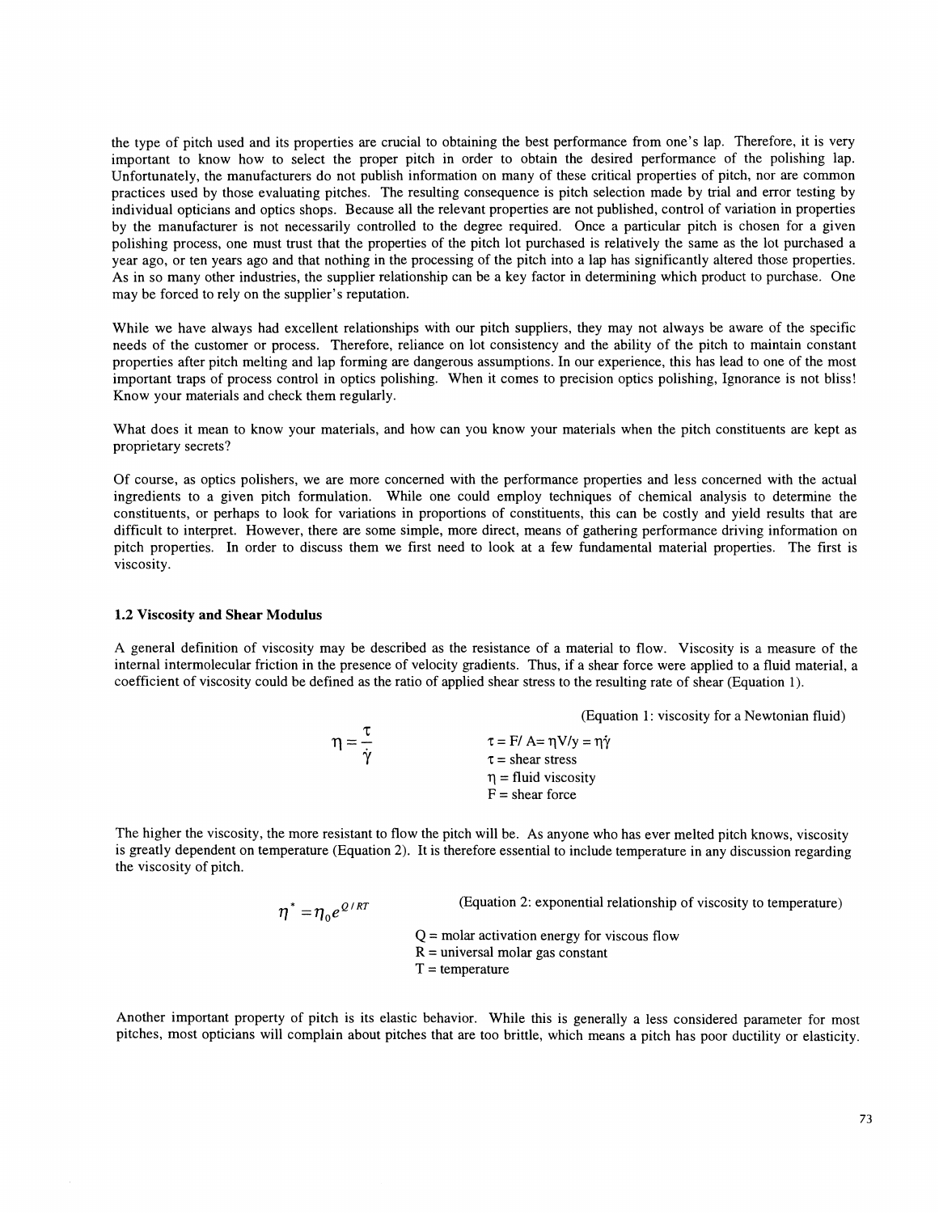the type of pitch used and its properties are crucial to obtaining the best performance from one's lap. Therefore, it is very important to know how to select the proper pitch in order to obtain the desired performance of the polishing lap. Unfortunately, the manufacturers do not publish information on many of these critical properties of pitch, nor are common practices used by those evaluating pitches. The resulting consequence is pitch selection made by trial and error testing by individual opticians and optics shops. Because all the relevant properties are not published, control of variation in properties by the manufacturer is not necessarily controlled to the degree required. Once a particular pitch is chosen for a given polishing process, one must trust that the properties of the pitch lot purchased is relatively the same as the lot purchased a year ago, or ten years ago and that nothing in the processing of the pitch into a lap has significantly altered those properties. As in so many other industries, the supplier relationship can be a key factor in determining which product to purchase. One may be forced to rely on the supplier's reputation.

While we have always had excellent relationships with our pitch suppliers, they may not always be aware of the specific needs of the customer or process. Therefore, reliance on lot consistency and the ability of the pitch to maintain constant properties after pitch melting and lap forming are dangerous assumptions. In our experience, this has lead to one of the most important traps of process control in optics polishing. When it comes to precision optics polishing, Ignorance is not bliss! Know your materials and check them regularly.

What does it mean to know your materials, and how can you know your materials when the pitch constituents are kept as proprietary secrets?

Of course, as optics polishers, we are more concerned with the performance properties and less concerned with the actual ingredients to a given pitch formulation. While one could employ techniques of chemical analysis to determine the constituents, or perhaps to look for variations in proportions of constituents, this can be costly and yield results that are difficult to interpret. However, there are some simple, more direct, means of gathering performance driving information on pitch properties. In order to discuss them we first need to look at a few fundamental material properties. The first is viscosity.

### 1.2 Viscosity and Shear Modulus

A general definition of viscosity may be described as the resistance of a material to flow. Viscosity is a measure of the internal intermolecular friction in the presence of velocity gradients. Thus, if a shear force were applied to a fluid material, a coefficient of viscosity could be defined as the ratio of applied shear stress to the resulting rate of shear (Equation 1).

(Equation 1: viscosity for a Newtonian fluid)

$$\eta = \frac{\tau}{\dot{\gamma}}$$

$\tau = F/A = \eta V/y = \eta\dot{\gamma}$
$\tau$ = shear stress
$\eta$ = fluid viscosity
F = shear force

The higher the viscosity, the more resistant to flow the pitch will be. As anyone who has ever melted pitch knows, viscosity is greatly dependent on temperature (Equation 2). It is therefore essential to include temperature in any discussion regarding the viscosity of pitch.

$$\eta^* = \eta_0 e^{Q/RT}$$

(Equation 2: exponential relationship of viscosity to temperature)

Q = molar activation energy for viscous flow
R = universal molar gas constant
T = temperature

Another important property of pitch is its elastic behavior. While this is generally a less considered parameter for most pitches, most opticians will complain about pitches that are too brittle, which means a pitch has poor ductility or elasticity.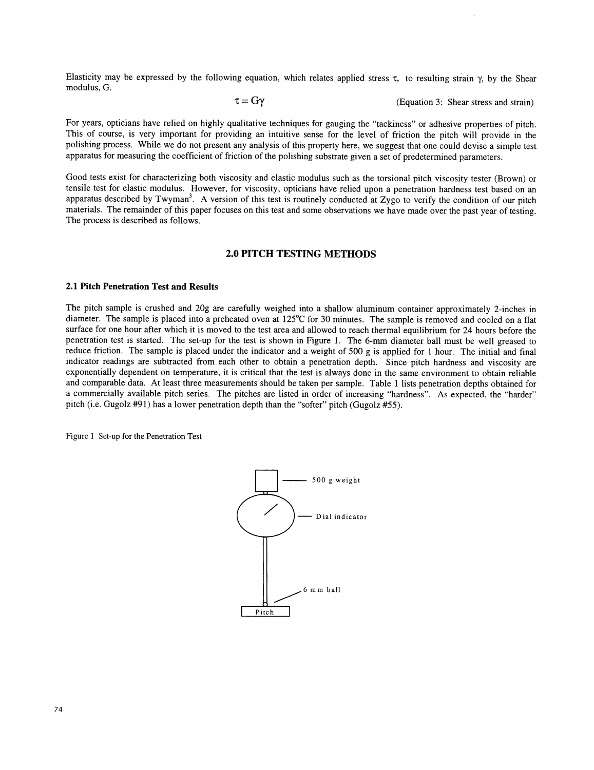Elasticity may be expressed by the following equation, which relates applied stress $\tau$, to resulting strain $\gamma$, by the Shear modulus, G.

$$\tau = G\gamma \qquad \text{(Equation 3: Shear stress and strain)}$$

For years, opticians have relied on highly qualitative techniques for gauging the "tackiness" or adhesive properties of pitch. This of course, is very important for providing an intuitive sense for the level of friction the pitch will provide in the polishing process. While we do not present any analysis of this property here, we suggest that one could devise a simple test apparatus for measuring the coefficient of friction of the polishing substrate given a set of predetermined parameters.

Good tests exist for characterizing both viscosity and elastic modulus such as the torsional pitch viscosity tester (Brown) or tensile test for elastic modulus. However, for viscosity, opticians have relied upon a penetration hardness test based on an apparatus described by Twyman[3]. A version of this test is routinely conducted at Zygo to verify the condition of our pitch materials. The remainder of this paper focuses on this test and some observations we have made over the past year of testing. The process is described as follows.

## 2.0 PITCH TESTING METHODS

### 2.1 Pitch Penetration Test and Results

The pitch sample is crushed and 20g are carefully weighed into a shallow aluminum container approximately 2-inches in diameter. The sample is placed into a preheated oven at 125°C for 30 minutes. The sample is removed and cooled on a flat surface for one hour after which it is moved to the test area and allowed to reach thermal equilibrium for 24 hours before the penetration test is started. The set-up for the test is shown in Figure 1. The 6-mm diameter ball must be well greased to reduce friction. The sample is placed under the indicator and a weight of 500 g is applied for 1 hour. The initial and final indicator readings are subtracted from each other to obtain a penetration depth. Since pitch hardness and viscosity are exponentially dependent on temperature, it is critical that the test is always done in the same environment to obtain reliable and comparable data. At least three measurements should be taken per sample. Table 1 lists penetration depths obtained for a commercially available pitch series. The pitches are listed in order of increasing "hardness". As expected, the "harder" pitch (i.e. Gugolz #91) has a lower penetration depth than the "softer" pitch (Gugolz #55).

Figure 1 Set-up for the Penetration Test

500 g weight

Dial indicator

6 mm ball

Pitch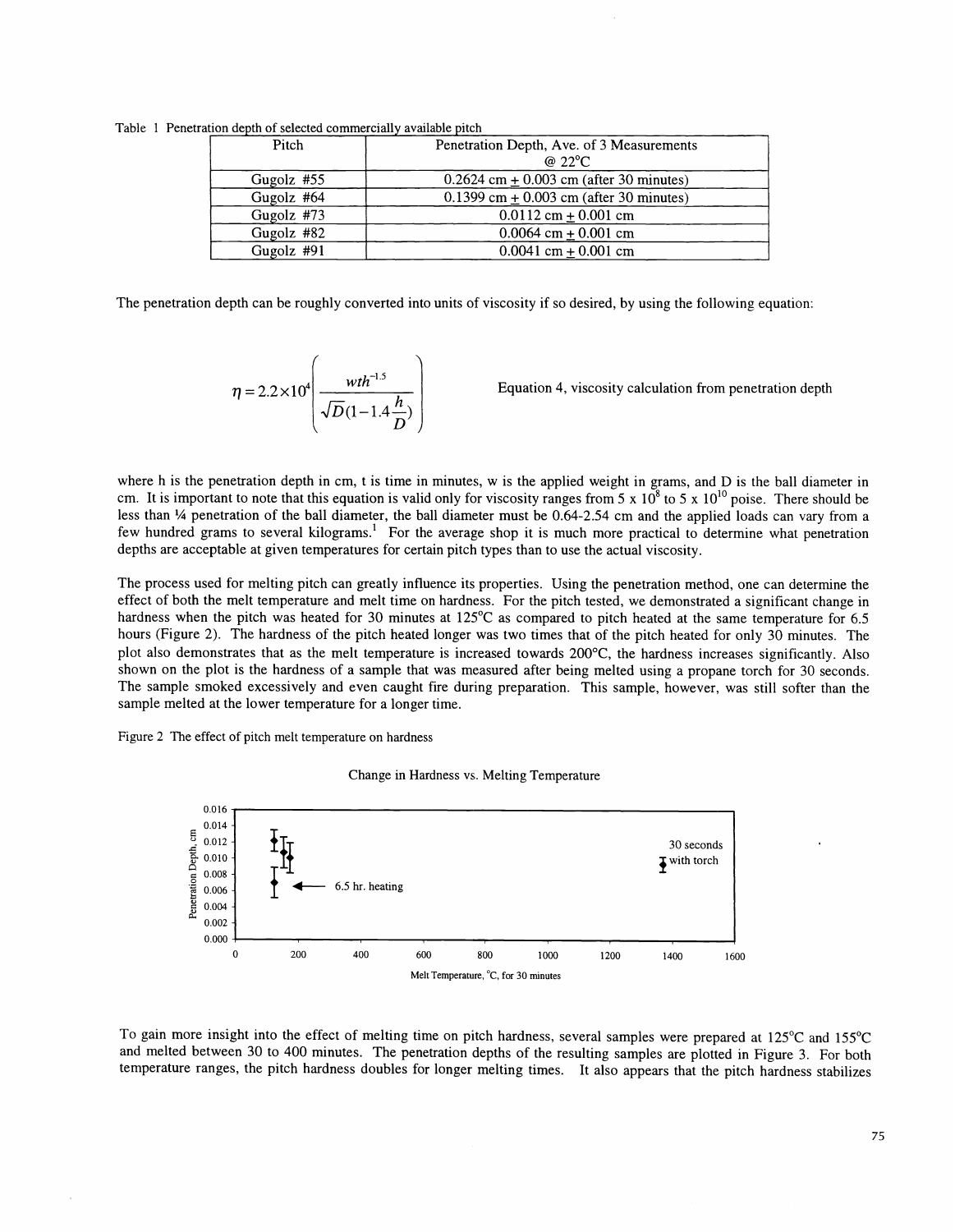Table 1 Penetration depth of selected commercially available pitch

| Pitch | Penetration Depth, Ave. of 3 Measurements @ 22°C |
|---|---|
| Gugolz #55 | 0.2624 cm ± 0.003 cm (after 30 minutes) |
| Gugolz #64 | 0.1399 cm ± 0.003 cm (after 30 minutes) |
| Gugolz #73 | 0.0112 cm ± 0.001 cm |
| Gugolz #82 | 0.0064 cm ± 0.001 cm |
| Gugolz #91 | 0.0041 cm ± 0.001 cm |

The penetration depth can be roughly converted into units of viscosity if so desired, by using the following equation:

$$\eta = 2.2 \times 10^{4} \left( \frac{wth^{-1.5}}{\sqrt{D}(1 - 1.4\frac{h}{D})} \right)$$

Equation 4, viscosity calculation from penetration depth

where h is the penetration depth in cm, t is time in minutes, w is the applied weight in grams, and D is the ball diameter in cm. It is important to note that this equation is valid only for viscosity ranges from $5 \times 10^{8}$ to $5 \times 10^{10}$ poise. There should be less than ¼ penetration of the ball diameter, the ball diameter must be 0.64-2.54 cm and the applied loads can vary from a few hundred grams to several kilograms.[1] For the average shop it is much more practical to determine what penetration depths are acceptable at given temperatures for certain pitch types than to use the actual viscosity.

The process used for melting pitch can greatly influence its properties. Using the penetration method, one can determine the effect of both the melt temperature and melt time on hardness. For the pitch tested, we demonstrated a significant change in hardness when the pitch was heated for 30 minutes at 125°C as compared to pitch heated at the same temperature for 6.5 hours (Figure 2). The hardness of the pitch heated longer was two times that of the pitch heated for only 30 minutes. The plot also demonstrates that as the melt temperature is increased towards 200°C, the hardness increases significantly. Also shown on the plot is the hardness of a sample that was measured after being melted using a propane torch for 30 seconds. The sample smoked excessively and even caught fire during preparation. This sample, however, was still softer than the sample melted at the lower temperature for a longer time.

Figure 2 The effect of pitch melt temperature on hardness

Change in Hardness vs. Melting Temperature

(Plot: Penetration Depth, cm (0.000–0.016) vs. Melt Temperature, °C, for 30 minutes (0–1600); annotations: "6.5 hr. heating", "30 seconds with torch")

To gain more insight into the effect of melting time on pitch hardness, several samples were prepared at 125°C and 155°C and melted between 30 to 400 minutes. The penetration depths of the resulting samples are plotted in Figure 3. For both temperature ranges, the pitch hardness doubles for longer melting times. It also appears that the pitch hardness stabilizes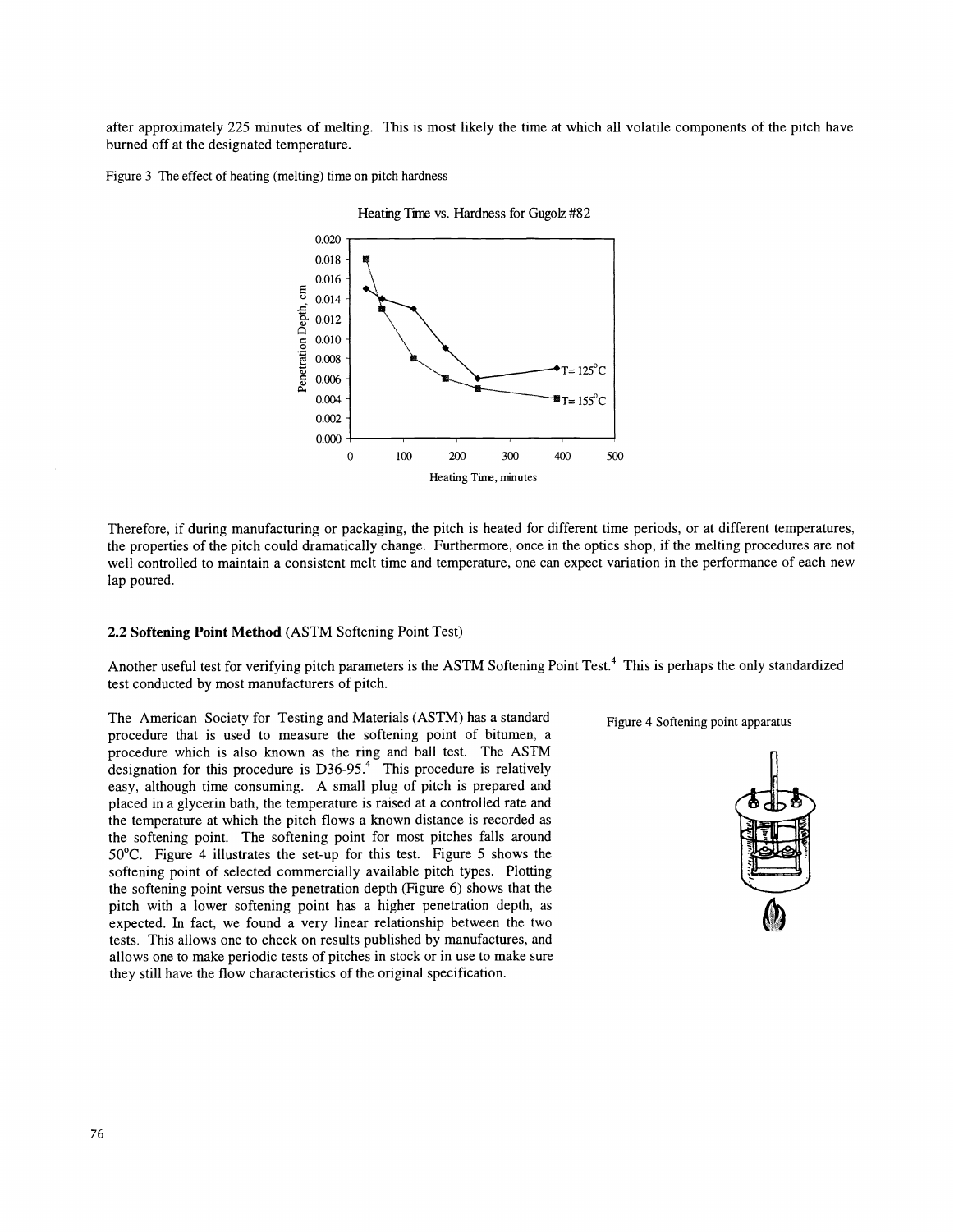after approximately 225 minutes of melting. This is most likely the time at which all volatile components of the pitch have burned off at the designated temperature.

Figure 3 The effect of heating (melting) time on pitch hardness

Therefore, if during manufacturing or packaging, the pitch is heated for different time periods, or at different temperatures, the properties of the pitch could dramatically change. Furthermore, once in the optics shop, if the melting procedures are not well controlled to maintain a consistent melt time and temperature, one can expect variation in the performance of each new lap poured.

### 2.2 Softening Point Method (ASTM Softening Point Test)

Another useful test for verifying pitch parameters is the ASTM Softening Point Test.[4] This is perhaps the only standardized test conducted by most manufacturers of pitch.

The American Society for Testing and Materials (ASTM) has a standard procedure that is used to measure the softening point of bitumen, a procedure which is also known as the ring and ball test. The ASTM designation for this procedure is D36-95.[4] This procedure is relatively easy, although time consuming. A small plug of pitch is prepared and placed in a glycerin bath, the temperature is raised at a controlled rate and the temperature at which the pitch flows a known distance is recorded as the softening point. The softening point for most pitches falls around 50°C. Figure 4 illustrates the set-up for this test. Figure 5 shows the softening point of selected commercially available pitch types. Plotting the softening point versus the penetration depth (Figure 6) shows that the pitch with a lower softening point has a higher penetration depth, as expected. In fact, we found a very linear relationship between the two tests. This allows one to check on results published by manufactures, and allows one to make periodic tests of pitches in stock or in use to make sure they still have the flow characteristics of the original specification.

Figure 4 Softening point apparatus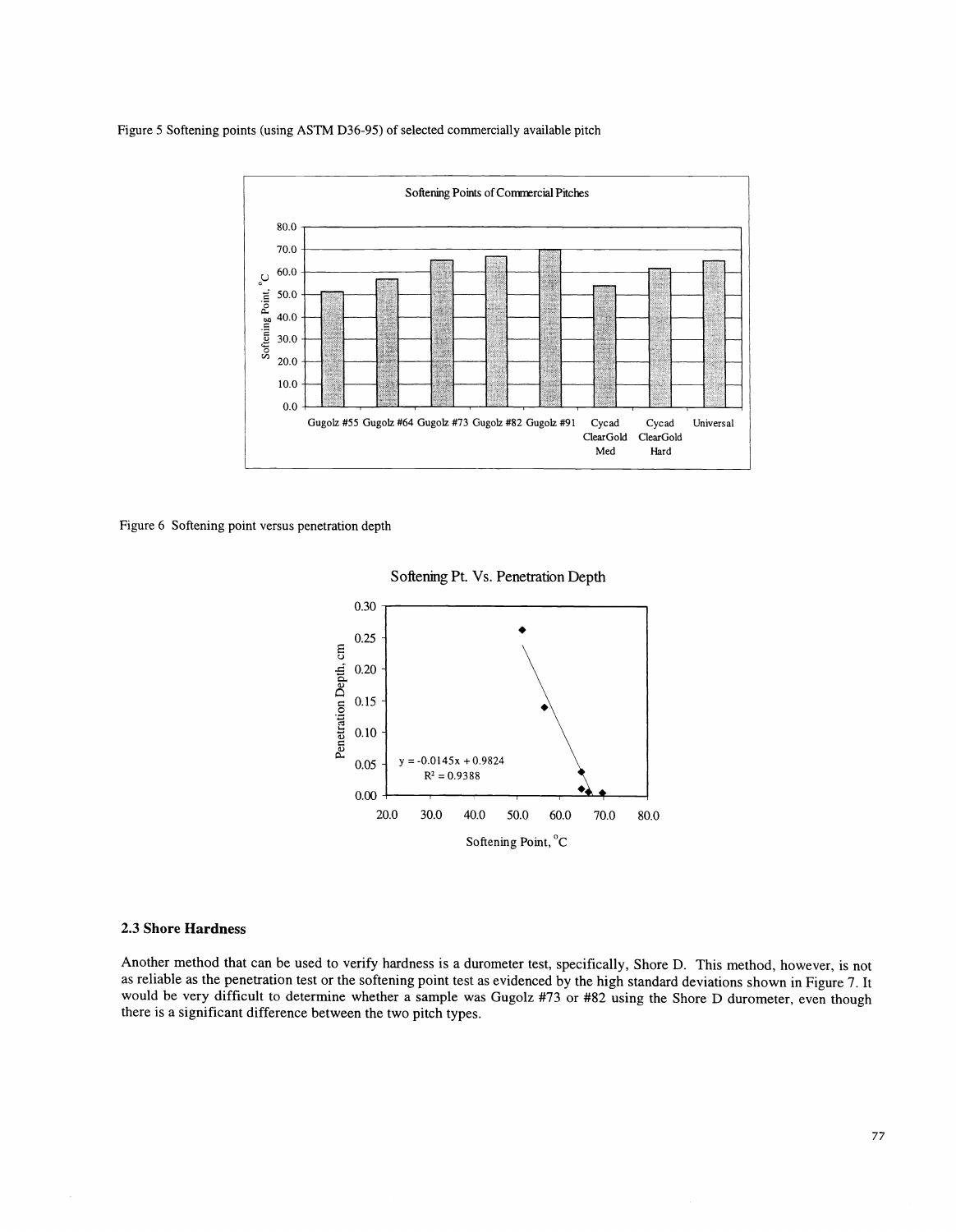Figure 5 Softening points (using ASTM D36-95) of selected commercially available pitch

Figure 6 Softening point versus penetration depth

### 2.3 Shore Hardness

Another method that can be used to verify hardness is a durometer test, specifically, Shore D. This method, however, is not as reliable as the penetration test or the softening point test as evidenced by the high standard deviations shown in Figure 7. It would be very difficult to determine whether a sample was Gugolz #73 or #82 using the Shore D durometer, even though there is a significant difference between the two pitch types.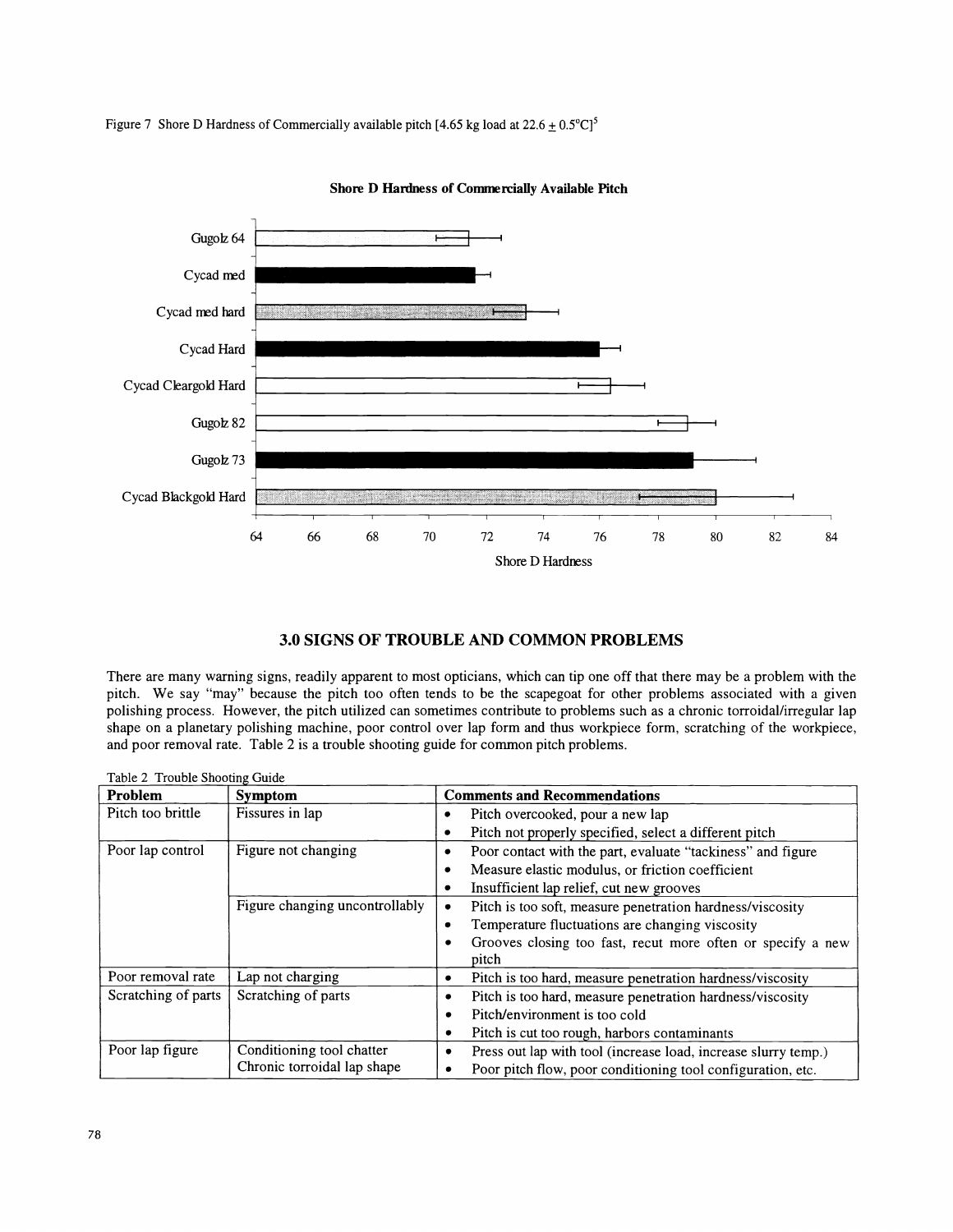Figure 7 Shore D Hardness of Commercially available pitch [4.65 kg load at $22.6 \pm 0.5°C$][5]

**Shore D Hardness of Commercially Available Pitch**

## 3.0 SIGNS OF TROUBLE AND COMMON PROBLEMS

There are many warning signs, readily apparent to most opticians, which can tip one off that there may be a problem with the pitch. We say "may" because the pitch too often tends to be the scapegoat for other problems associated with a given polishing process. However, the pitch utilized can sometimes contribute to problems such as a chronic torroidal/irregular lap shape on a planetary polishing machine, poor control over lap form and thus workpiece form, scratching of the workpiece, and poor removal rate. Table 2 is a trouble shooting guide for common pitch problems.

Table 2 Trouble Shooting Guide

| Problem | Symptom | Comments and Recommendations |
|---|---|---|
| Pitch too brittle | Fissures in lap | • Pitch overcooked, pour a new lap<br>• Pitch not properly specified, select a different pitch |
| Poor lap control | Figure not changing | • Poor contact with the part, evaluate "tackiness" and figure<br>• Measure elastic modulus, or friction coefficient<br>• Insufficient lap relief, cut new grooves |
| | Figure changing uncontrollably | • Pitch is too soft, measure penetration hardness/viscosity<br>• Temperature fluctuations are changing viscosity<br>• Grooves closing too fast, recut more often or specify a new pitch |
| Poor removal rate | Lap not charging | • Pitch is too hard, measure penetration hardness/viscosity |
| Scratching of parts | Scratching of parts | • Pitch is too hard, measure penetration hardness/viscosity<br>• Pitch/environment is too cold<br>• Pitch is cut too rough, harbors contaminants |
| Poor lap figure | Conditioning tool chatter<br>Chronic torroidal lap shape | • Press out lap with tool (increase load, increase slurry temp.)<br>• Poor pitch flow, poor conditioning tool configuration, etc. |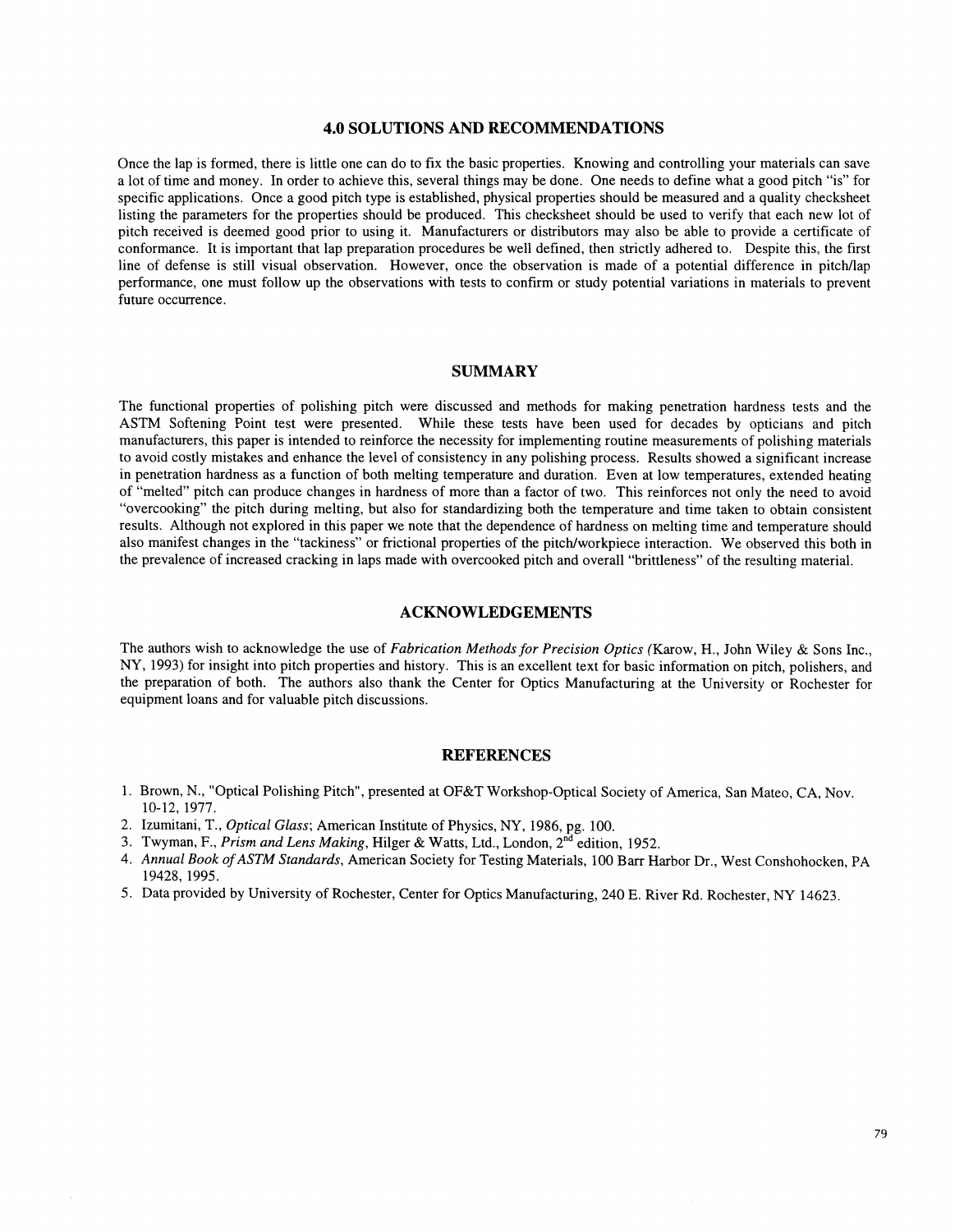## 4.0 SOLUTIONS AND RECOMMENDATIONS

Once the lap is formed, there is little one can do to fix the basic properties. Knowing and controlling your materials can save a lot of time and money. In order to achieve this, several things may be done. One needs to define what a good pitch "is" for specific applications. Once a good pitch type is established, physical properties should be measured and a quality checksheet listing the parameters for the properties should be produced. This checksheet should be used to verify that each new lot of pitch received is deemed good prior to using it. Manufacturers or distributors may also be able to provide a certificate of conformance. It is important that lap preparation procedures be well defined, then strictly adhered to. Despite this, the first line of defense is still visual observation. However, once the observation is made of a potential difference in pitch/lap performance, one must follow up the observations with tests to confirm or study potential variations in materials to prevent future occurrence.

## SUMMARY

The functional properties of polishing pitch were discussed and methods for making penetration hardness tests and the ASTM Softening Point test were presented. While these tests have been used for decades by opticians and pitch manufacturers, this paper is intended to reinforce the necessity for implementing routine measurements of polishing materials to avoid costly mistakes and enhance the level of consistency in any polishing process. Results showed a significant increase in penetration hardness as a function of both melting temperature and duration. Even at low temperatures, extended heating of "melted" pitch can produce changes in hardness of more than a factor of two. This reinforces not only the need to avoid "overcooking" the pitch during melting, but also for standardizing both the temperature and time taken to obtain consistent results. Although not explored in this paper we note that the dependence of hardness on melting time and temperature should also manifest changes in the "tackiness" or frictional properties of the pitch/workpiece interaction. We observed this both in the prevalence of increased cracking in laps made with overcooked pitch and overall "brittleness" of the resulting material.

## ACKNOWLEDGEMENTS

The authors wish to acknowledge the use of *Fabrication Methods for Precision Optics (*Karow, H., John Wiley & Sons Inc., NY, 1993) for insight into pitch properties and history. This is an excellent text for basic information on pitch, polishers, and the preparation of both. The authors also thank the Center for Optics Manufacturing at the University or Rochester for equipment loans and for valuable pitch discussions.

## REFERENCES

1. Brown, N., "Optical Polishing Pitch", presented at OF&T Workshop-Optical Society of America, San Mateo, CA, Nov. 10-12, 1977.
2. Izumitani, T., *Optical Glass*; American Institute of Physics, NY, 1986, pg. 100.
3. Twyman, F., *Prism and Lens Making*, Hilger & Watts, Ltd., London, 2nd edition, 1952.
4. *Annual Book of ASTM Standards*, American Society for Testing Materials, 100 Barr Harbor Dr., West Conshohocken, PA 19428, 1995.
5. Data provided by University of Rochester, Center for Optics Manufacturing, 240 E. River Rd. Rochester, NY 14623.